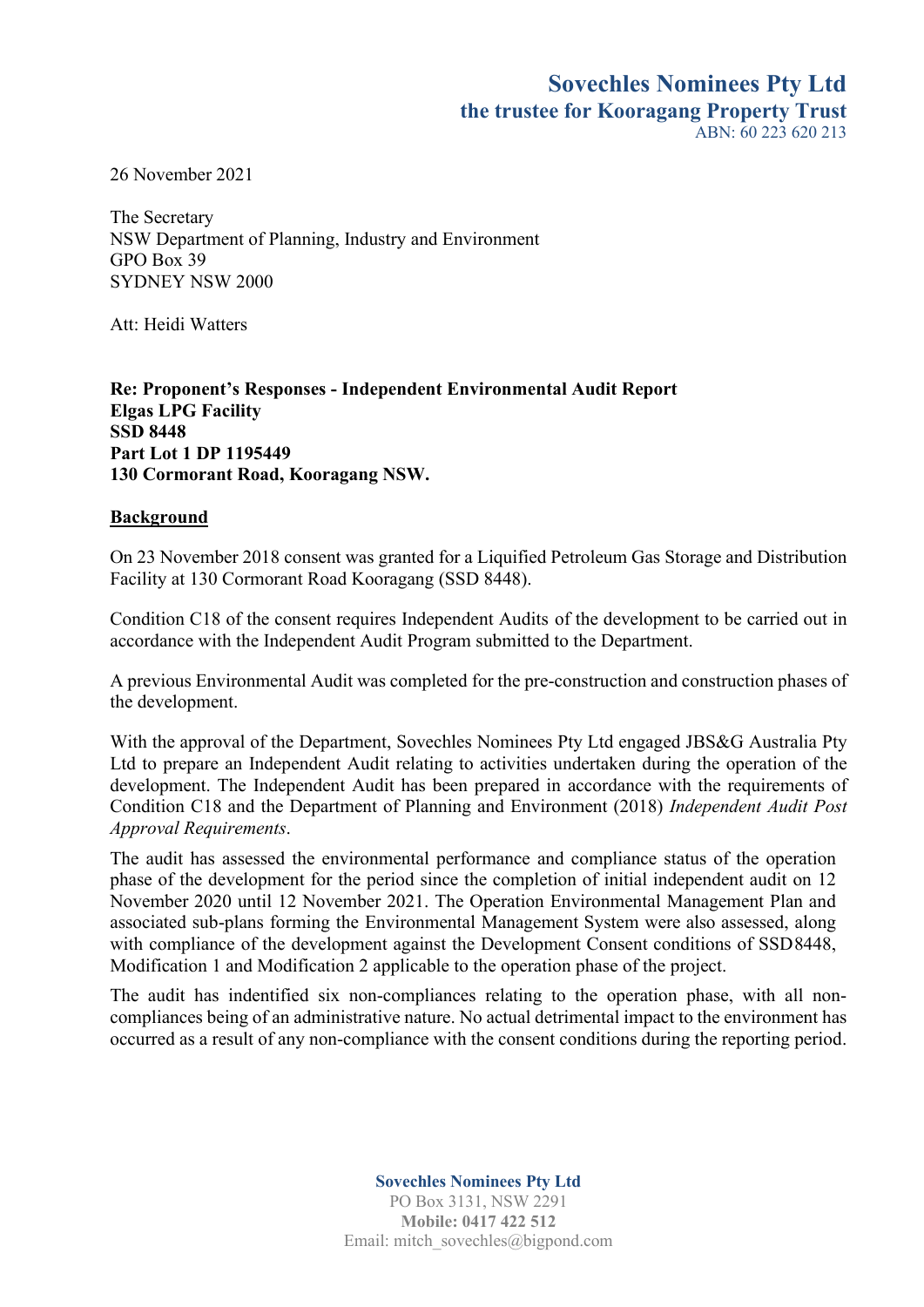**Sovechles Nominees Pty Ltd**
**the trustee for Kooragang Property Trust**
ABN: 60 223 620 213

26 November 2021

The Secretary
NSW Department of Planning, Industry and Environment
GPO Box 39
SYDNEY NSW 2000

Att: Heidi Watters

**Re: Proponent's Responses - Independent Environmental Audit Report**
**Elgas LPG Facility**
**SSD 8448**
**Part Lot 1 DP 1195449**
**130 Cormorant Road, Kooragang NSW.**

## Background

On 23 November 2018 consent was granted for a Liquified Petroleum Gas Storage and Distribution Facility at 130 Cormorant Road Kooragang (SSD 8448).

Condition C18 of the consent requires Independent Audits of the development to be carried out in accordance with the Independent Audit Program submitted to the Department.

A previous Environmental Audit was completed for the pre-construction and construction phases of the development.

With the approval of the Department, Sovechles Nominees Pty Ltd engaged JBS&G Australia Pty Ltd to prepare an Independent Audit relating to activities undertaken during the operation of the development. The Independent Audit has been prepared in accordance with the requirements of Condition C18 and the Department of Planning and Environment (2018) *Independent Audit Post Approval Requirements*.

The audit has assessed the environmental performance and compliance status of the operation phase of the development for the period since the completion of initial independent audit on 12 November 2020 until 12 November 2021. The Operation Environmental Management Plan and associated sub-plans forming the Environmental Management System were also assessed, along with compliance of the development against the Development Consent conditions of SSD8448, Modification 1 and Modification 2 applicable to the operation phase of the project.

The audit has indentified six non-compliances relating to the operation phase, with all non-compliances being of an administrative nature. No actual detrimental impact to the environment has occurred as a result of any non-compliance with the consent conditions during the reporting period.

**Sovechles Nominees Pty Ltd**
PO Box 3131, NSW 2291
**Mobile: 0417 422 512**
Email: mitch_sovechles@bigpond.com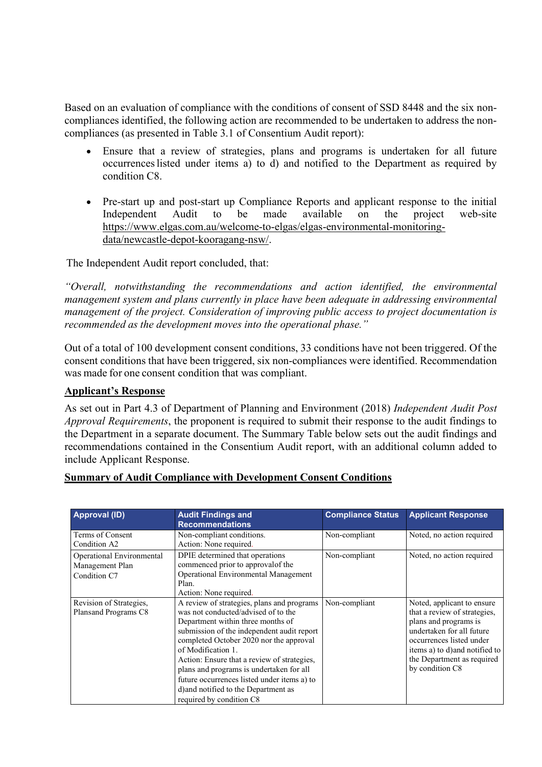Based on an evaluation of compliance with the conditions of consent of SSD 8448 and the six non-compliances identified, the following action are recommended to be undertaken to address the non-compliances (as presented in Table 3.1 of Consentium Audit report):

- Ensure that a review of strategies, plans and programs is undertaken for all future occurrences listed under items a) to d) and notified to the Department as required by condition C8.
- Pre-start up and post-start up Compliance Reports and applicant response to the initial Independent Audit to be made available on the project web-site https://www.elgas.com.au/welcome-to-elgas/elgas-environmental-monitoring-data/newcastle-depot-kooragang-nsw/.

The Independent Audit report concluded, that:

*"Overall, notwithstanding the recommendations and action identified, the environmental management system and plans currently in place have been adequate in addressing environmental management of the project. Consideration of improving public access to project documentation is recommended as the development moves into the operational phase."*

Out of a total of 100 development consent conditions, 33 conditions have not been triggered. Of the consent conditions that have been triggered, six non-compliances were identified. Recommendation was made for one consent condition that was compliant.

**Applicant's Response**

As set out in Part 4.3 of Department of Planning and Environment (2018) *Independent Audit Post Approval Requirements*, the proponent is required to submit their response to the audit findings to the Department in a separate document. The Summary Table below sets out the audit findings and recommendations contained in the Consentium Audit report, with an additional column added to include Applicant Response.

**Summary of Audit Compliance with Development Consent Conditions**

| Approval (ID) | Audit Findings and Recommendations | Compliance Status | Applicant Response |
|---|---|---|---|
| Terms of Consent Condition A2 | Non-compliant conditions.<br>Action: None required. | Non-compliant | Noted, no action required |
| Operational Environmental Management Plan Condition C7 | DPIE determined that operations commenced prior to approvalof the Operational Environmental Management Plan.<br>Action: None required. | Non-compliant | Noted, no action required |
| Revision of Strategies, Plansand Programs C8 | A review of strategies, plans and programs was not conducted/advised of to the Department within three months of submission of the independent audit report completed October 2020 nor the approval of Modification 1.<br>Action: Ensure that a review of strategies, plans and programs is undertaken for all future occurrences listed under items a) to d)and notified to the Department as required by condition C8 | Non-compliant | Noted, applicant to ensure that a review of strategies, plans and programs is undertaken for all future occurrences listed under items a) to d)and notified to the Department as required by condition C8 |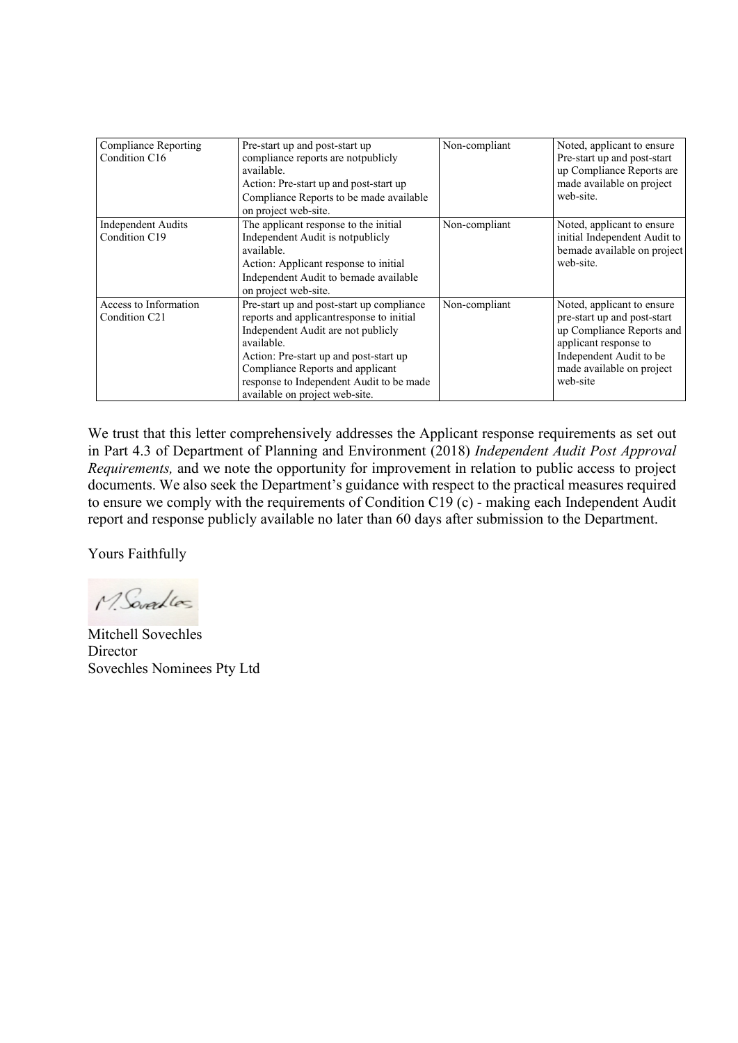| | | | |
|---|---|---|---|
| Compliance Reporting Condition C16 | Pre-start up and post-start up compliance reports are notpublicly available.<br>Action: Pre-start up and post-start up Compliance Reports to be made available on project web-site. | Non-compliant | Noted, applicant to ensure Pre-start up and post-start up Compliance Reports are made available on project web-site. |
| Independent Audits Condition C19 | The applicant response to the initial Independent Audit is notpublicly available.<br>Action: Applicant response to initial Independent Audit to bemade available on project web-site. | Non-compliant | Noted, applicant to ensure initial Independent Audit to bemade available on project web-site. |
| Access to Information Condition C21 | Pre-start up and post-start up compliance reports and applicantresponse to initial Independent Audit are not publicly available.<br>Action: Pre-start up and post-start up Compliance Reports and applicant response to Independent Audit to be made available on project web-site. | Non-compliant | Noted, applicant to ensure pre-start up and post-start up Compliance Reports and applicant response to Independent Audit to be made available on project web-site |

We trust that this letter comprehensively addresses the Applicant response requirements as set out in Part 4.3 of Department of Planning and Environment (2018) *Independent Audit Post Approval Requirements,* and we note the opportunity for improvement in relation to public access to project documents. We also seek the Department's guidance with respect to the practical measures required to ensure we comply with the requirements of Condition C19 (c) - making each Independent Audit report and response publicly available no later than 60 days after submission to the Department.

Yours Faithfully

M. Sovechles

Mitchell Sovechles
Director
Sovechles Nominees Pty Ltd